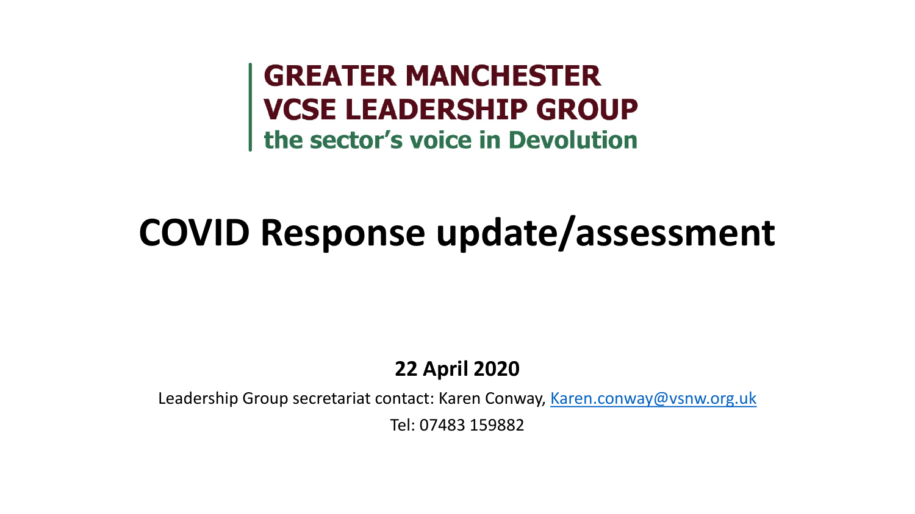**GREATER MANCHESTER**
**VCSE LEADERSHIP GROUP**
**the sector's voice in Devolution**

# COVID Response update/assessment

**22 April 2020**

Leadership Group secretariat contact: Karen Conway, Karen.conway@vsnw.org.uk

Tel: 07483 159882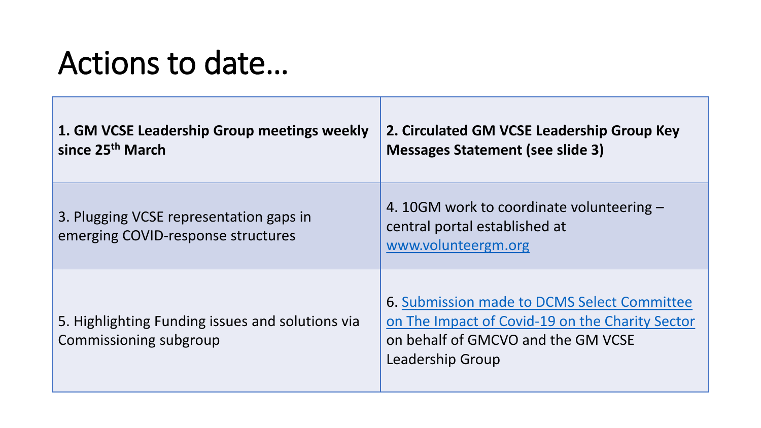# Actions to date…

| **1. GM VCSE Leadership Group meetings weekly since 25th March** | **2. Circulated GM VCSE Leadership Group Key Messages Statement (see slide 3)** |
| --- | --- |
| 3. Plugging VCSE representation gaps in emerging COVID-response structures | 4. 10GM work to coordinate volunteering – central portal established at www.volunteergm.org |
| 5. Highlighting Funding issues and solutions via Commissioning subgroup | 6. Submission made to DCMS Select Committee on The Impact of Covid-19 on the Charity Sector on behalf of GMCVO and the GM VCSE Leadership Group |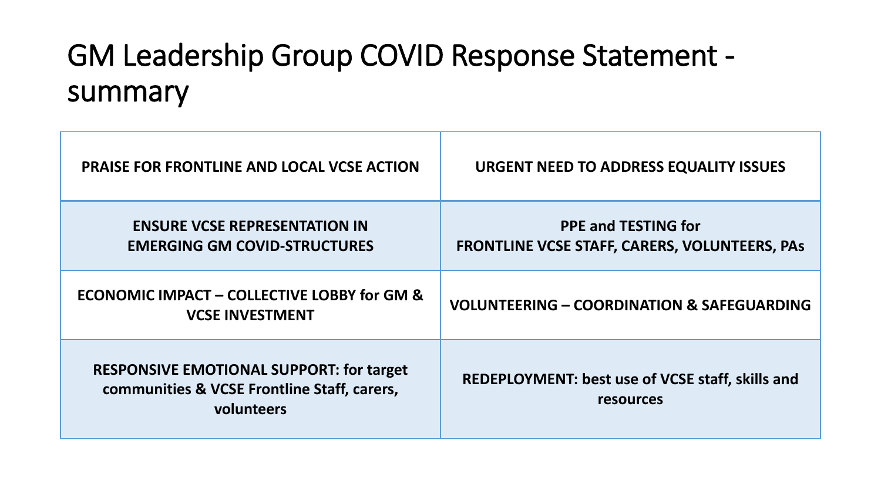# GM Leadership Group COVID Response Statement - summary

| | |
|---|---|
| **PRAISE FOR FRONTLINE AND LOCAL VCSE ACTION** | **URGENT NEED TO ADDRESS EQUALITY ISSUES** |
| **ENSURE VCSE REPRESENTATION IN EMERGING GM COVID-STRUCTURES** | **PPE and TESTING for FRONTLINE VCSE STAFF, CARERS, VOLUNTEERS, PAs** |
| **ECONOMIC IMPACT – COLLECTIVE LOBBY for GM & VCSE INVESTMENT** | **VOLUNTEERING – COORDINATION & SAFEGUARDING** |
| **RESPONSIVE EMOTIONAL SUPPORT: for target communities & VCSE Frontline Staff, carers, volunteers** | **REDEPLOYMENT: best use of VCSE staff, skills and resources** |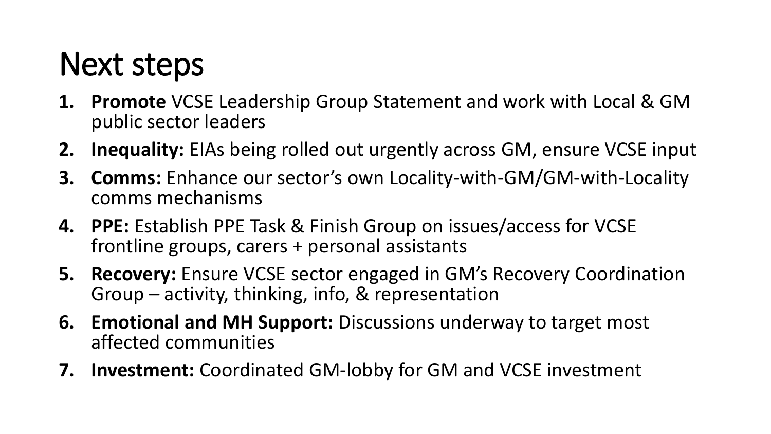# Next steps

1. **Promote** VCSE Leadership Group Statement and work with Local & GM public sector leaders
2. **Inequality:** EIAs being rolled out urgently across GM, ensure VCSE input
3. **Comms:** Enhance our sector's own Locality-with-GM/GM-with-Locality comms mechanisms
4. **PPE:** Establish PPE Task & Finish Group on issues/access for VCSE frontline groups, carers + personal assistants
5. **Recovery:** Ensure VCSE sector engaged in GM's Recovery Coordination Group – activity, thinking, info, & representation
6. **Emotional and MH Support:** Discussions underway to target most affected communities
7. **Investment:** Coordinated GM-lobby for GM and VCSE investment